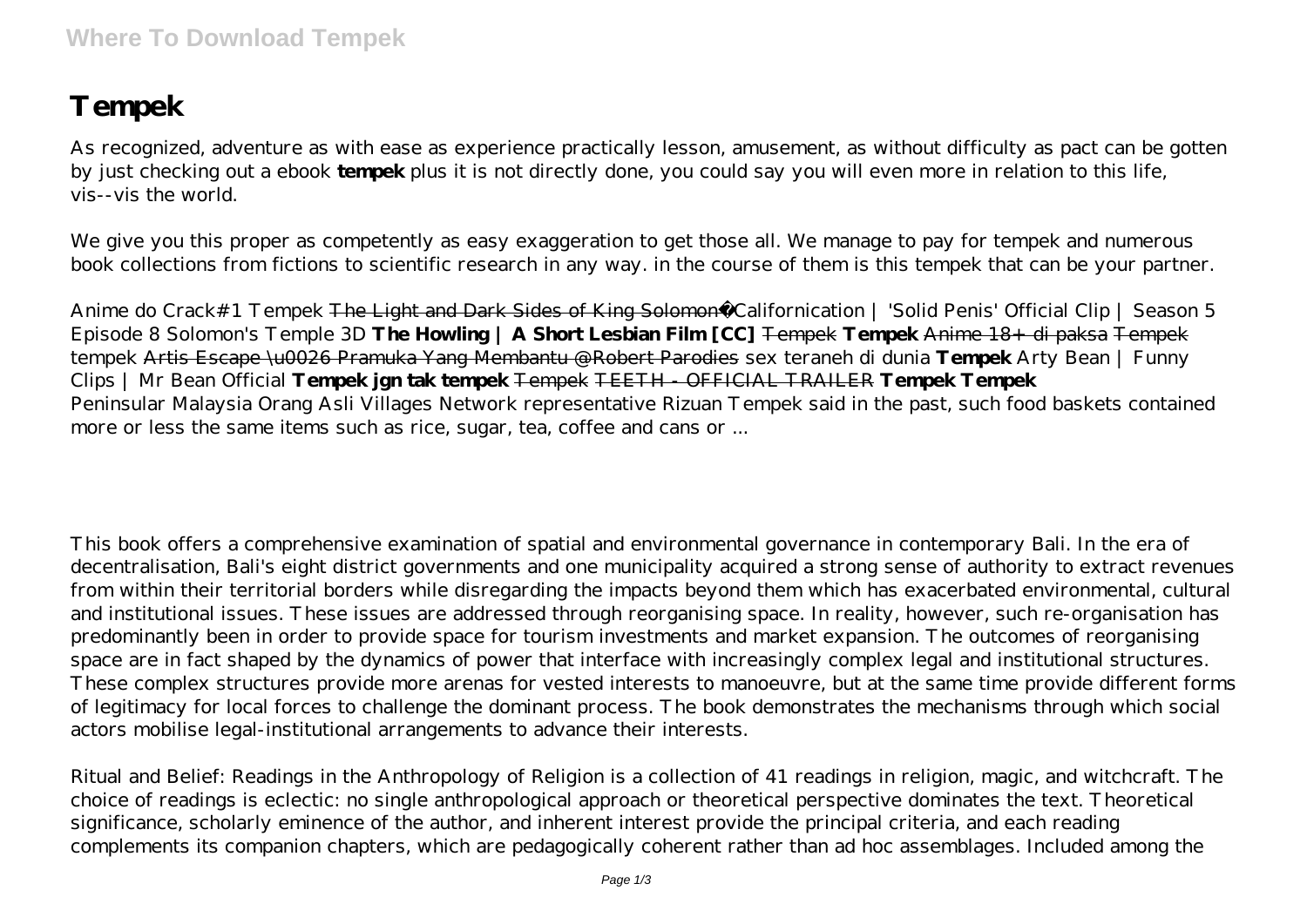# Tempek

As recognized, adventure as with ease as experience practically lesson, amusement, as without difficulty as pact can be gotten by just checking out a ebook **tempek** plus it is not directly done, you could say you will even more in relation to this life, vis--vis the world.

We give you this proper as competently as easy exaggeration to get those all. We manage to pay for tempek and numerous book collections from fictions to scientific research in any way. in the course of them is this tempek that can be your partner.

*Anime do Crack#1 Tempek* ~~The Light and Dark Sides of King Solomon~~ *Californication | 'Solid Penis' Official Clip | Season 5 Episode 8 Solomon's Temple 3D* **The Howling | A Short Lesbian Film [CC]** ~~Tempek~~ **Tempek** ~~Anime 18+ di paksa~~ ~~Tempek~~ *tempek* ~~Artis Escape \u0026 Pramuka Yang Membantu @Robert Parodies~~ *sex teraneh di dunia* **Tempek** *Arty Bean | Funny Clips | Mr Bean Official* **Tempek jgn tak tempek** ~~Tempek~~ ~~TEETH - OFFICIAL TRAILER~~ **Tempek Tempek**
Peninsular Malaysia Orang Asli Villages Network representative Rizuan Tempek said in the past, such food baskets contained more or less the same items such as rice, sugar, tea, coffee and cans or ...

This book offers a comprehensive examination of spatial and environmental governance in contemporary Bali. In the era of decentralisation, Bali's eight district governments and one municipality acquired a strong sense of authority to extract revenues from within their territorial borders while disregarding the impacts beyond them which has exacerbated environmental, cultural and institutional issues. These issues are addressed through reorganising space. In reality, however, such re-organisation has predominantly been in order to provide space for tourism investments and market expansion. The outcomes of reorganising space are in fact shaped by the dynamics of power that interface with increasingly complex legal and institutional structures. These complex structures provide more arenas for vested interests to manoeuvre, but at the same time provide different forms of legitimacy for local forces to challenge the dominant process. The book demonstrates the mechanisms through which social actors mobilise legal-institutional arrangements to advance their interests.

Ritual and Belief: Readings in the Anthropology of Religion is a collection of 41 readings in religion, magic, and witchcraft. The choice of readings is eclectic: no single anthropological approach or theoretical perspective dominates the text. Theoretical significance, scholarly eminence of the author, and inherent interest provide the principal criteria, and each reading complements its companion chapters, which are pedagogically coherent rather than ad hoc assemblages. Included among the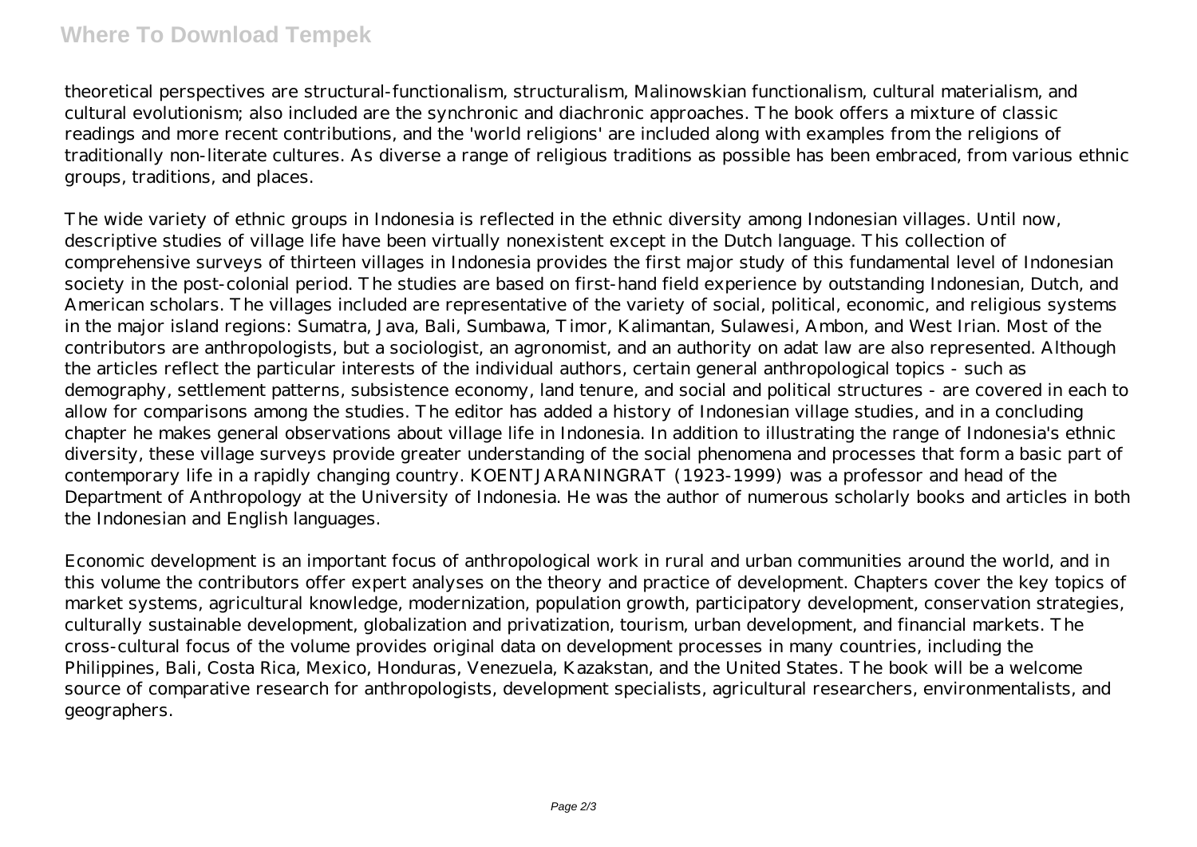theoretical perspectives are structural-functionalism, structuralism, Malinowskian functionalism, cultural materialism, and cultural evolutionism; also included are the synchronic and diachronic approaches. The book offers a mixture of classic readings and more recent contributions, and the 'world religions' are included along with examples from the religions of traditionally non-literate cultures. As diverse a range of religious traditions as possible has been embraced, from various ethnic groups, traditions, and places.

The wide variety of ethnic groups in Indonesia is reflected in the ethnic diversity among Indonesian villages. Until now, descriptive studies of village life have been virtually nonexistent except in the Dutch language. This collection of comprehensive surveys of thirteen villages in Indonesia provides the first major study of this fundamental level of Indonesian society in the post-colonial period. The studies are based on first-hand field experience by outstanding Indonesian, Dutch, and American scholars. The villages included are representative of the variety of social, political, economic, and religious systems in the major island regions: Sumatra, Java, Bali, Sumbawa, Timor, Kalimantan, Sulawesi, Ambon, and West Irian. Most of the contributors are anthropologists, but a sociologist, an agronomist, and an authority on adat law are also represented. Although the articles reflect the particular interests of the individual authors, certain general anthropological topics - such as demography, settlement patterns, subsistence economy, land tenure, and social and political structures - are covered in each to allow for comparisons among the studies. The editor has added a history of Indonesian village studies, and in a concluding chapter he makes general observations about village life in Indonesia. In addition to illustrating the range of Indonesia's ethnic diversity, these village surveys provide greater understanding of the social phenomena and processes that form a basic part of contemporary life in a rapidly changing country. KOENTJARANINGRAT (1923-1999) was a professor and head of the Department of Anthropology at the University of Indonesia. He was the author of numerous scholarly books and articles in both the Indonesian and English languages.

Economic development is an important focus of anthropological work in rural and urban communities around the world, and in this volume the contributors offer expert analyses on the theory and practice of development. Chapters cover the key topics of market systems, agricultural knowledge, modernization, population growth, participatory development, conservation strategies, culturally sustainable development, globalization and privatization, tourism, urban development, and financial markets. The cross-cultural focus of the volume provides original data on development processes in many countries, including the Philippines, Bali, Costa Rica, Mexico, Honduras, Venezuela, Kazakstan, and the United States. The book will be a welcome source of comparative research for anthropologists, development specialists, agricultural researchers, environmentalists, and geographers.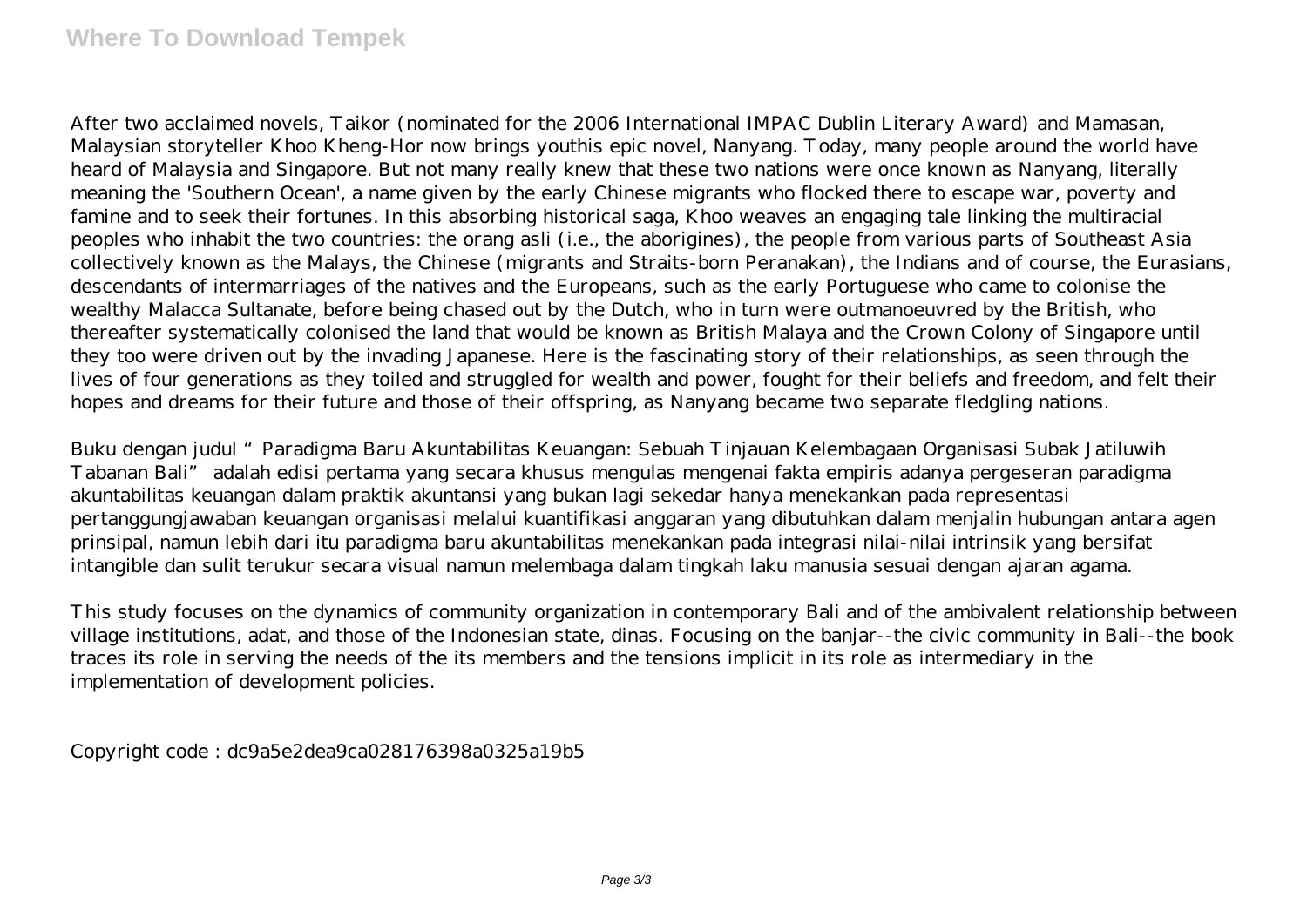After two acclaimed novels, Taikor (nominated for the 2006 International IMPAC Dublin Literary Award) and Mamasan, Malaysian storyteller Khoo Kheng-Hor now brings youthis epic novel, Nanyang. Today, many people around the world have heard of Malaysia and Singapore. But not many really knew that these two nations were once known as Nanyang, literally meaning the 'Southern Ocean', a name given by the early Chinese migrants who flocked there to escape war, poverty and famine and to seek their fortunes. In this absorbing historical saga, Khoo weaves an engaging tale linking the multiracial peoples who inhabit the two countries: the orang asli (i.e., the aborigines), the people from various parts of Southeast Asia collectively known as the Malays, the Chinese (migrants and Straits-born Peranakan), the Indians and of course, the Eurasians, descendants of intermarriages of the natives and the Europeans, such as the early Portuguese who came to colonise the wealthy Malacca Sultanate, before being chased out by the Dutch, who in turn were outmanoeuvred by the British, who thereafter systematically colonised the land that would be known as British Malaya and the Crown Colony of Singapore until they too were driven out by the invading Japanese. Here is the fascinating story of their relationships, as seen through the lives of four generations as they toiled and struggled for wealth and power, fought for their beliefs and freedom, and felt their hopes and dreams for their future and those of their offspring, as Nanyang became two separate fledgling nations.

Buku dengan judul "Paradigma Baru Akuntabilitas Keuangan: Sebuah Tinjauan Kelembagaan Organisasi Subak Jatiluwih Tabanan Bali" adalah edisi pertama yang secara khusus mengulas mengenai fakta empiris adanya pergeseran paradigma akuntabilitas keuangan dalam praktik akuntansi yang bukan lagi sekedar hanya menekankan pada representasi pertanggungjawaban keuangan organisasi melalui kuantifikasi anggaran yang dibutuhkan dalam menjalin hubungan antara agen prinsipal, namun lebih dari itu paradigma baru akuntabilitas menekankan pada integrasi nilai-nilai intrinsik yang bersifat intangible dan sulit terukur secara visual namun melembaga dalam tingkah laku manusia sesuai dengan ajaran agama.

This study focuses on the dynamics of community organization in contemporary Bali and of the ambivalent relationship between village institutions, adat, and those of the Indonesian state, dinas. Focusing on the banjar--the civic community in Bali--the book traces its role in serving the needs of the its members and the tensions implicit in its role as intermediary in the implementation of development policies.

Copyright code : dc9a5e2dea9ca028176398a0325a19b5